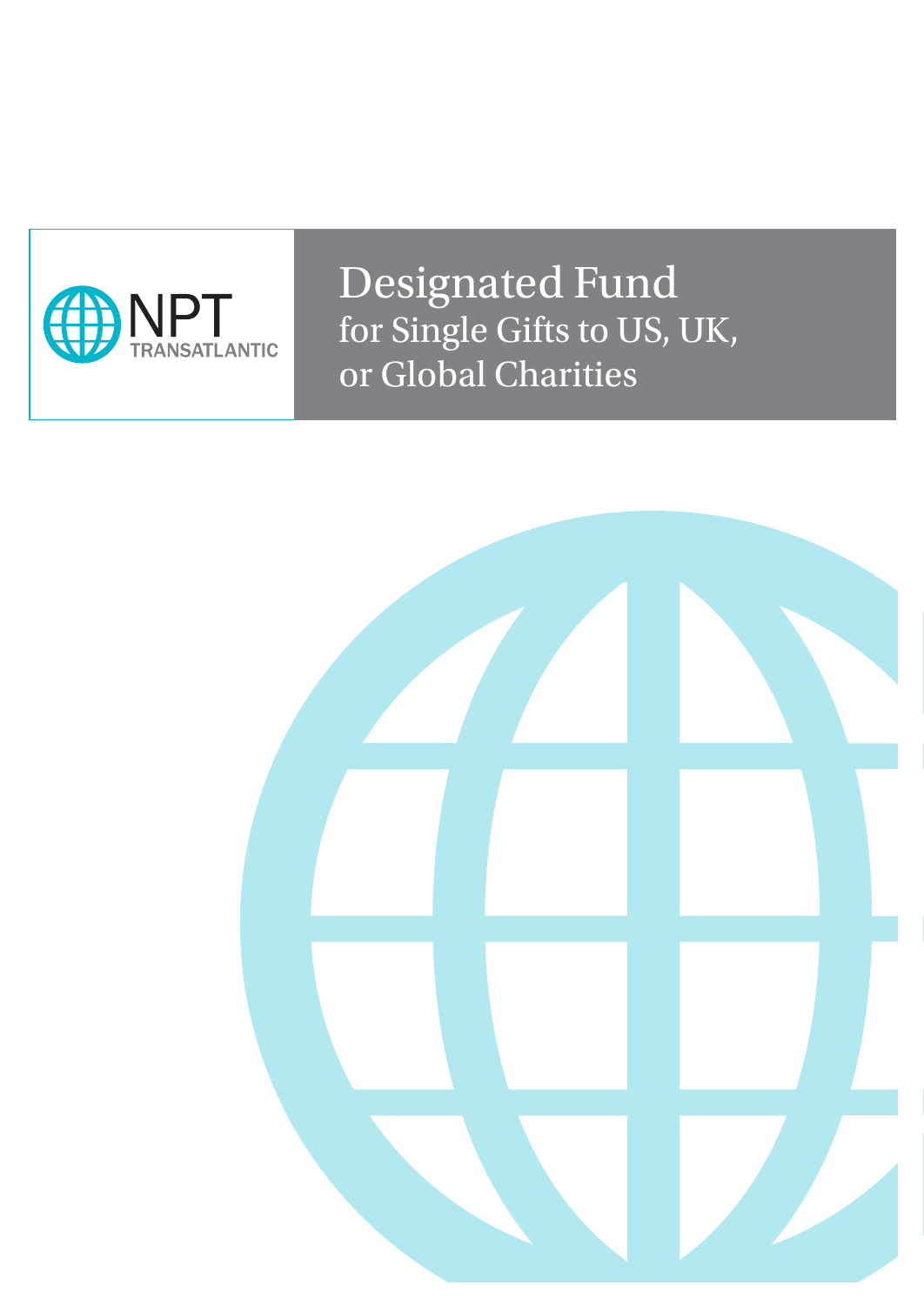NPT TRANSATLANTIC

# Designated Fund

## for Single Gifts to US, UK, or Global Charities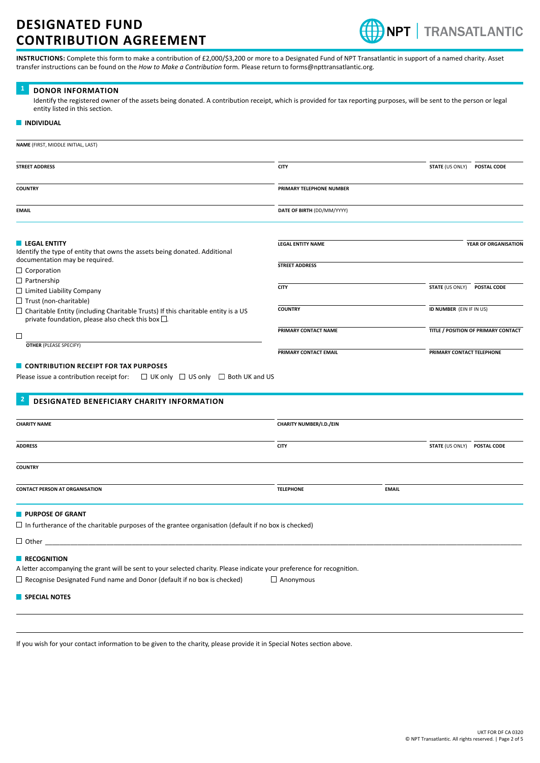# DESIGNATED FUND CONTRIBUTION AGREEMENT

NPT | TRANSATLANTIC

**INSTRUCTIONS:** Complete this form to make a contribution of £2,000/$3,200 or more to a Designated Fund of NPT Transatlantic in support of a named charity. Asset transfer instructions can be found on the *How to Make a Contribution* form. Please return to forms@npttransatlantic.org.

## 1 DONOR INFORMATION

Identify the registered owner of the assets being donated. A contribution receipt, which is provided for tax reporting purposes, will be sent to the person or legal entity listed in this section.

### INDIVIDUAL

**NAME** (FIRST, MIDDLE INITIAL, LAST)

**STREET ADDRESS** | **CITY** | **STATE** (US ONLY) | **POSTAL CODE**

**COUNTRY** | **PRIMARY TELEPHONE NUMBER**

**EMAIL** | **DATE OF BIRTH** (DD/MM/YYYY)

### LEGAL ENTITY

Identify the type of entity that owns the assets being donated. Additional documentation may be required.

- ☐ Corporation
- ☐ Partnership
- ☐ Limited Liability Company
- ☐ Trust (non-charitable)
- ☐ Charitable Entity (including Charitable Trusts) If this charitable entity is a US private foundation, please also check this box ☐.
- ☐ **OTHER** (PLEASE SPECIFY)

**LEGAL ENTITY NAME** | **YEAR OF ORGANISATION**

**STREET ADDRESS**

**CITY** | **STATE** (US ONLY) | **POSTAL CODE**

**COUNTRY** | **ID NUMBER** (EIN IF IN US)

**PRIMARY CONTACT NAME** | **TITLE / POSITION OF PRIMARY CONTACT**

**PRIMARY CONTACT EMAIL** | **PRIMARY CONTACT TELEPHONE**

### CONTRIBUTION RECEIPT FOR TAX PURPOSES

Please issue a contribution receipt for: ☐ UK only ☐ US only ☐ Both UK and US

## 2 DESIGNATED BENEFICIARY CHARITY INFORMATION

**CHARITY NAME** | **CHARITY NUMBER/I.D./EIN**

**ADDRESS** | **CITY** | **STATE** (US ONLY) | **POSTAL CODE**

**COUNTRY**

**CONTACT PERSON AT ORGANISATION** | **TELEPHONE** | **EMAIL**

### PURPOSE OF GRANT

☐ In furtherance of the charitable purposes of the grantee organisation (default if no box is checked)

☐ Other ______________________________

### RECOGNITION

A letter accompanying the grant will be sent to your selected charity. Please indicate your preference for recognition.

☐ Recognise Designated Fund name and Donor (default if no box is checked) ☐ Anonymous

### SPECIAL NOTES

______________________________

______________________________

If you wish for your contact information to be given to the charity, please provide it in Special Notes section above.

UKT FOR DF CA 0320
© NPT Transatlantic. All rights reserved.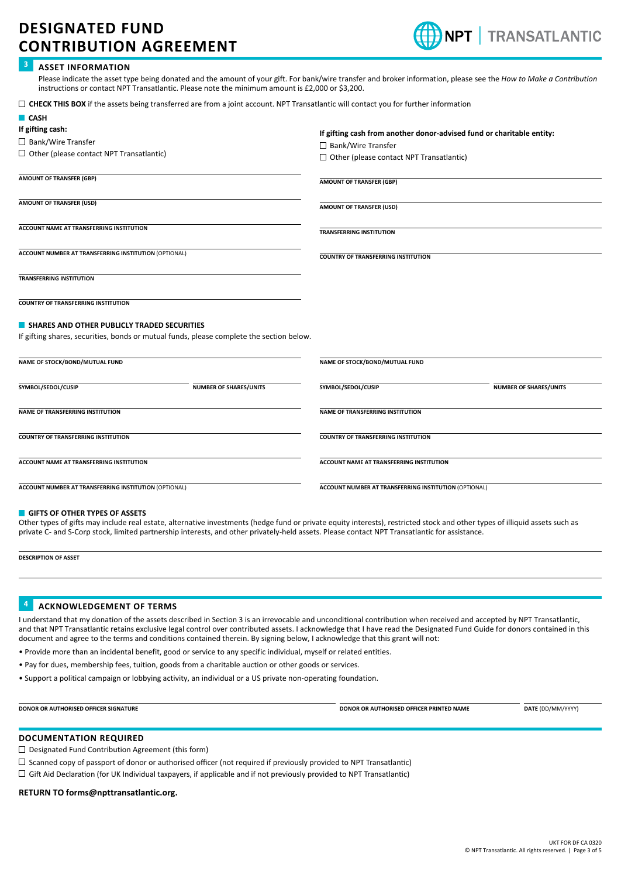# DESIGNATED FUND CONTRIBUTION AGREEMENT

## 3 ASSET INFORMATION

Please indicate the asset type being donated and the amount of your gift. For bank/wire transfer and broker information, please see the *How to Make a Contribution* instructions or contact NPT Transatlantic. Please note the minimum amount is £2,000 or $3,200.

☐ **CHECK THIS BOX** if the assets being transferred are from a joint account. NPT Transatlantic will contact you for further information

### CASH

**If gifting cash:**

☐ Bank/Wire Transfer

☐ Other (please contact NPT Transatlantic)

AMOUNT OF TRANSFER (GBP)

AMOUNT OF TRANSFER (USD)

ACCOUNT NAME AT TRANSFERRING INSTITUTION

ACCOUNT NUMBER AT TRANSFERRING INSTITUTION (OPTIONAL)

TRANSFERRING INSTITUTION

COUNTRY OF TRANSFERRING INSTITUTION

**If gifting cash from another donor-advised fund or charitable entity:**

☐ Bank/Wire Transfer

☐ Other (please contact NPT Transatlantic)

AMOUNT OF TRANSFER (GBP)

AMOUNT OF TRANSFER (USD)

TRANSFERRING INSTITUTION

COUNTRY OF TRANSFERRING INSTITUTION

### SHARES AND OTHER PUBLICLY TRADED SECURITIES

If gifting shares, securities, bonds or mutual funds, please complete the section below.

NAME OF STOCK/BOND/MUTUAL FUND

SYMBOL/SEDOL/CUSIP | NUMBER OF SHARES/UNITS

NAME OF TRANSFERRING INSTITUTION

COUNTRY OF TRANSFERRING INSTITUTION

ACCOUNT NAME AT TRANSFERRING INSTITUTION

ACCOUNT NUMBER AT TRANSFERRING INSTITUTION (OPTIONAL)

NAME OF STOCK/BOND/MUTUAL FUND

SYMBOL/SEDOL/CUSIP | NUMBER OF SHARES/UNITS

NAME OF TRANSFERRING INSTITUTION

COUNTRY OF TRANSFERRING INSTITUTION

ACCOUNT NAME AT TRANSFERRING INSTITUTION

ACCOUNT NUMBER AT TRANSFERRING INSTITUTION (OPTIONAL)

### GIFTS OF OTHER TYPES OF ASSETS

Other types of gifts may include real estate, alternative investments (hedge fund or private equity interests), restricted stock and other types of illiquid assets such as private C- and S-Corp stock, limited partnership interests, and other privately-held assets. Please contact NPT Transatlantic for assistance.

DESCRIPTION OF ASSET

## 4 ACKNOWLEDGEMENT OF TERMS

I understand that my donation of the assets described in Section 3 is an irrevocable and unconditional contribution when received and accepted by NPT Transatlantic, and that NPT Transatlantic retains exclusive legal control over contributed assets. I acknowledge that I have read the Designated Fund Guide for donors contained in this document and agree to the terms and conditions contained therein. By signing below, I acknowledge that this grant will not:

- Provide more than an incidental benefit, good or service to any specific individual, myself or related entities.
- Pay for dues, membership fees, tuition, goods from a charitable auction or other goods or services.
- Support a political campaign or lobbying activity, an individual or a US private non-operating foundation.

DONOR OR AUTHORISED OFFICER SIGNATURE | DONOR OR AUTHORISED OFFICER PRINTED NAME | DATE (DD/MM/YYYY)

## DOCUMENTATION REQUIRED

☐ Designated Fund Contribution Agreement (this form)

☐ Scanned copy of passport of donor or authorised officer (not required if previously provided to NPT Transatlantic)

☐ Gift Aid Declaration (for UK Individual taxpayers, if applicable and if not previously provided to NPT Transatlantic)

**RETURN TO forms@npttransatlantic.org.**

UKT FOR DF CA 0320

© NPT Transatlantic. All rights reserved.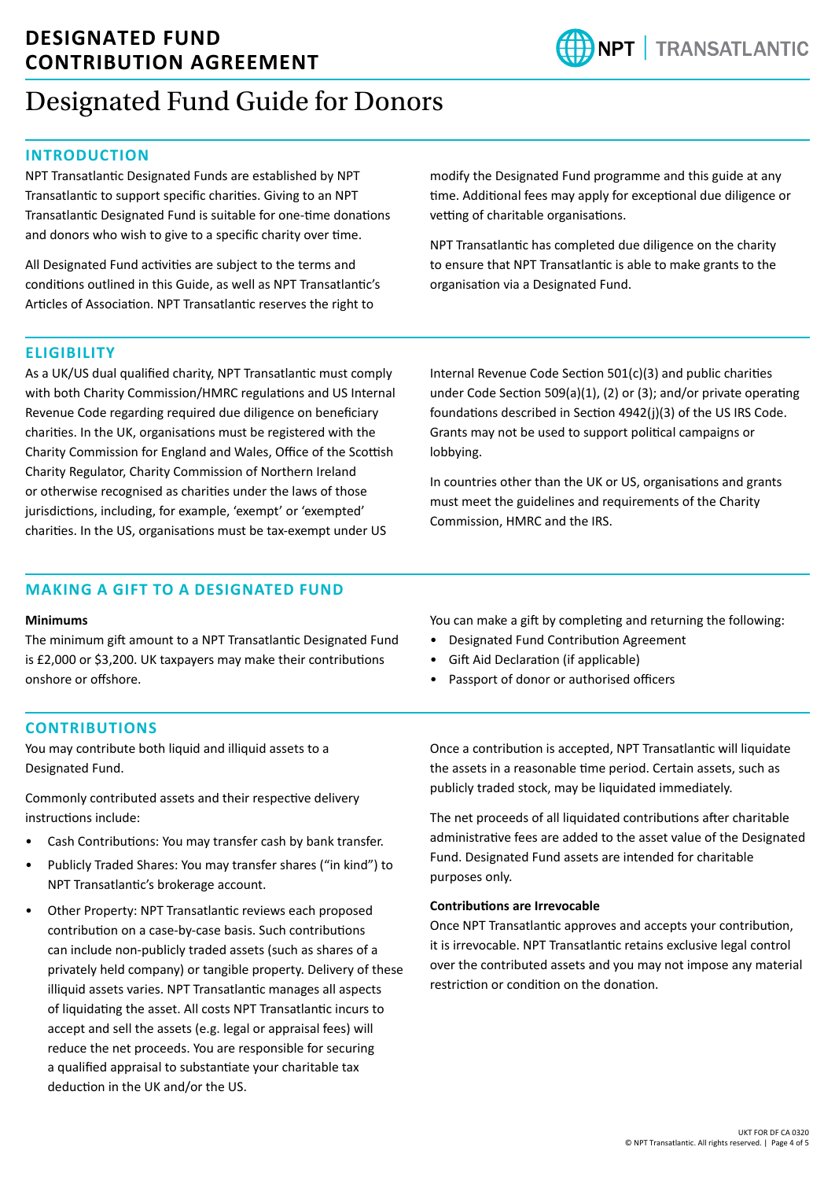# DESIGNATED FUND CONTRIBUTION AGREEMENT

# Designated Fund Guide for Donors

## INTRODUCTION

NPT Transatlantic Designated Funds are established by NPT Transatlantic to support specific charities. Giving to an NPT Transatlantic Designated Fund is suitable for one-time donations and donors who wish to give to a specific charity over time.

All Designated Fund activities are subject to the terms and conditions outlined in this Guide, as well as NPT Transatlantic's Articles of Association. NPT Transatlantic reserves the right to modify the Designated Fund programme and this guide at any time. Additional fees may apply for exceptional due diligence or vetting of charitable organisations.

NPT Transatlantic has completed due diligence on the charity to ensure that NPT Transatlantic is able to make grants to the organisation via a Designated Fund.

## ELIGIBILITY

As a UK/US dual qualified charity, NPT Transatlantic must comply with both Charity Commission/HMRC regulations and US Internal Revenue Code regarding required due diligence on beneficiary charities. In the UK, organisations must be registered with the Charity Commission for England and Wales, Office of the Scottish Charity Regulator, Charity Commission of Northern Ireland or otherwise recognised as charities under the laws of those jurisdictions, including, for example, 'exempt' or 'exempted' charities. In the US, organisations must be tax-exempt under US Internal Revenue Code Section 501(c)(3) and public charities under Code Section 509(a)(1), (2) or (3); and/or private operating foundations described in Section 4942(j)(3) of the US IRS Code. Grants may not be used to support political campaigns or lobbying.

In countries other than the UK or US, organisations and grants must meet the guidelines and requirements of the Charity Commission, HMRC and the IRS.

## MAKING A GIFT TO A DESIGNATED FUND

**Minimums**

The minimum gift amount to a NPT Transatlantic Designated Fund is £2,000 or $3,200. UK taxpayers may make their contributions onshore or offshore.

You can make a gift by completing and returning the following:

- Designated Fund Contribution Agreement
- Gift Aid Declaration (if applicable)
- Passport of donor or authorised officers

## CONTRIBUTIONS

You may contribute both liquid and illiquid assets to a Designated Fund.

Commonly contributed assets and their respective delivery instructions include:

- Cash Contributions: You may transfer cash by bank transfer.
- Publicly Traded Shares: You may transfer shares ("in kind") to NPT Transatlantic's brokerage account.
- Other Property: NPT Transatlantic reviews each proposed contribution on a case-by-case basis. Such contributions can include non-publicly traded assets (such as shares of a privately held company) or tangible property. Delivery of these illiquid assets varies. NPT Transatlantic manages all aspects of liquidating the asset. All costs NPT Transatlantic incurs to accept and sell the assets (e.g. legal or appraisal fees) will reduce the net proceeds. You are responsible for securing a qualified appraisal to substantiate your charitable tax deduction in the UK and/or the US.

Once a contribution is accepted, NPT Transatlantic will liquidate the assets in a reasonable time period. Certain assets, such as publicly traded stock, may be liquidated immediately.

The net proceeds of all liquidated contributions after charitable administrative fees are added to the asset value of the Designated Fund. Designated Fund assets are intended for charitable purposes only.

**Contributions are Irrevocable**

Once NPT Transatlantic approves and accepts your contribution, it is irrevocable. NPT Transatlantic retains exclusive legal control over the contributed assets and you may not impose any material restriction or condition on the donation.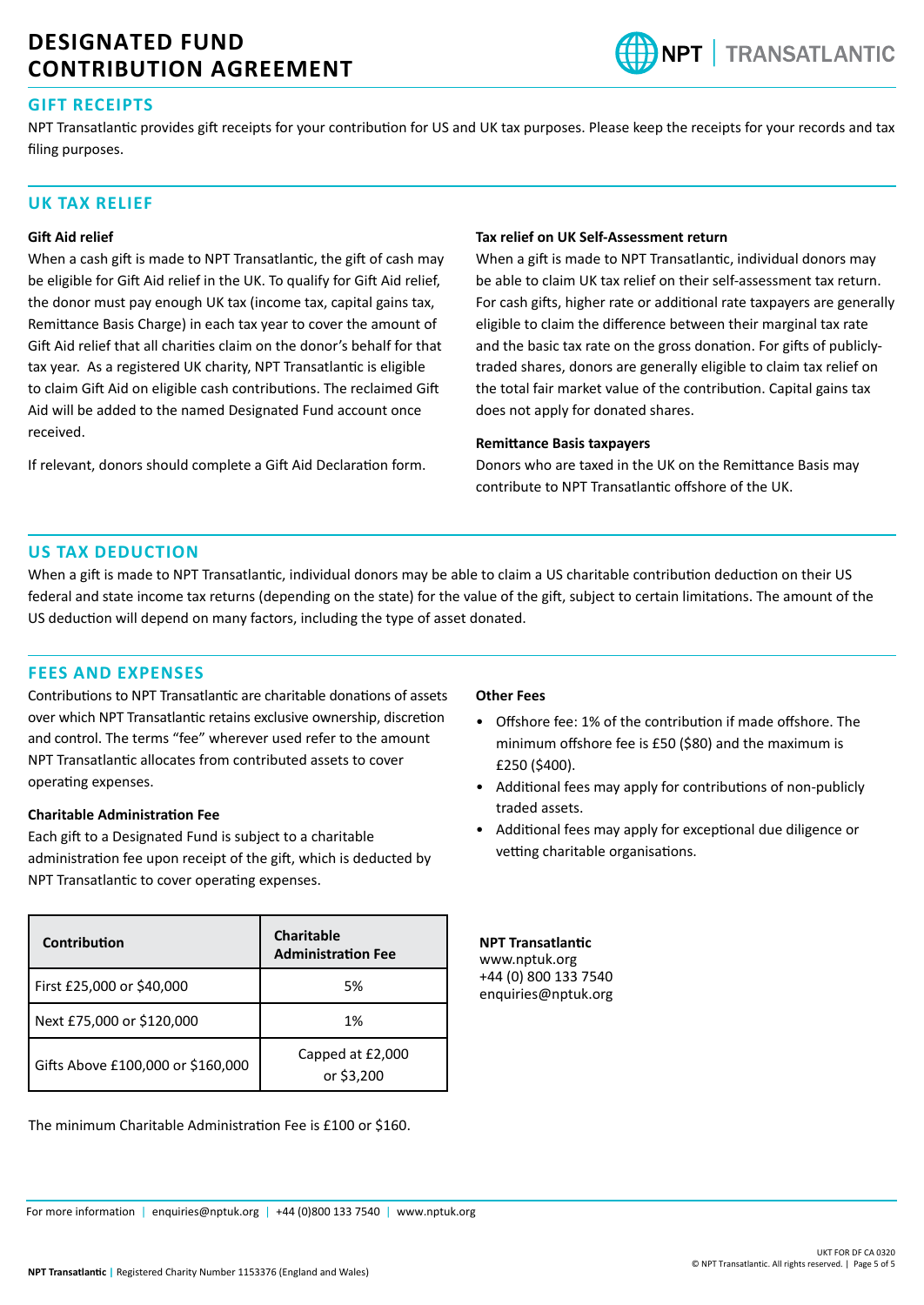# DESIGNATED FUND CONTRIBUTION AGREEMENT

## GIFT RECEIPTS

NPT Transatlantic provides gift receipts for your contribution for US and UK tax purposes. Please keep the receipts for your records and tax filing purposes.

## UK TAX RELIEF

### Gift Aid relief

When a cash gift is made to NPT Transatlantic, the gift of cash may be eligible for Gift Aid relief in the UK. To qualify for Gift Aid relief, the donor must pay enough UK tax (income tax, capital gains tax, Remittance Basis Charge) in each tax year to cover the amount of Gift Aid relief that all charities claim on the donor's behalf for that tax year. As a registered UK charity, NPT Transatlantic is eligible to claim Gift Aid on eligible cash contributions. The reclaimed Gift Aid will be added to the named Designated Fund account once received.

If relevant, donors should complete a Gift Aid Declaration form.

### Tax relief on UK Self-Assessment return

When a gift is made to NPT Transatlantic, individual donors may be able to claim UK tax relief on their self-assessment tax return. For cash gifts, higher rate or additional rate taxpayers are generally eligible to claim the difference between their marginal tax rate and the basic tax rate on the gross donation. For gifts of publicly-traded shares, donors are generally eligible to claim tax relief on the total fair market value of the contribution. Capital gains tax does not apply for donated shares.

### Remittance Basis taxpayers

Donors who are taxed in the UK on the Remittance Basis may contribute to NPT Transatlantic offshore of the UK.

## US TAX DEDUCTION

When a gift is made to NPT Transatlantic, individual donors may be able to claim a US charitable contribution deduction on their US federal and state income tax returns (depending on the state) for the value of the gift, subject to certain limitations. The amount of the US deduction will depend on many factors, including the type of asset donated.

## FEES AND EXPENSES

Contributions to NPT Transatlantic are charitable donations of assets over which NPT Transatlantic retains exclusive ownership, discretion and control. The terms "fee" wherever used refer to the amount NPT Transatlantic allocates from contributed assets to cover operating expenses.

### Charitable Administration Fee

Each gift to a Designated Fund is subject to a charitable administration fee upon receipt of the gift, which is deducted by NPT Transatlantic to cover operating expenses.

| Contribution | Charitable Administration Fee |
|---|---|
| First £25,000 or $40,000 | 5% |
| Next £75,000 or $120,000 | 1% |
| Gifts Above £100,000 or $160,000 | Capped at £2,000 or $3,200 |

The minimum Charitable Administration Fee is £100 or $160.

### Other Fees

- Offshore fee: 1% of the contribution if made offshore. The minimum offshore fee is £50 ($80) and the maximum is £250 ($400).
- Additional fees may apply for contributions of non-publicly traded assets.
- Additional fees may apply for exceptional due diligence or vetting charitable organisations.

**NPT Transatlantic**
www.nptuk.org
+44 (0) 800 133 7540
enquiries@nptuk.org